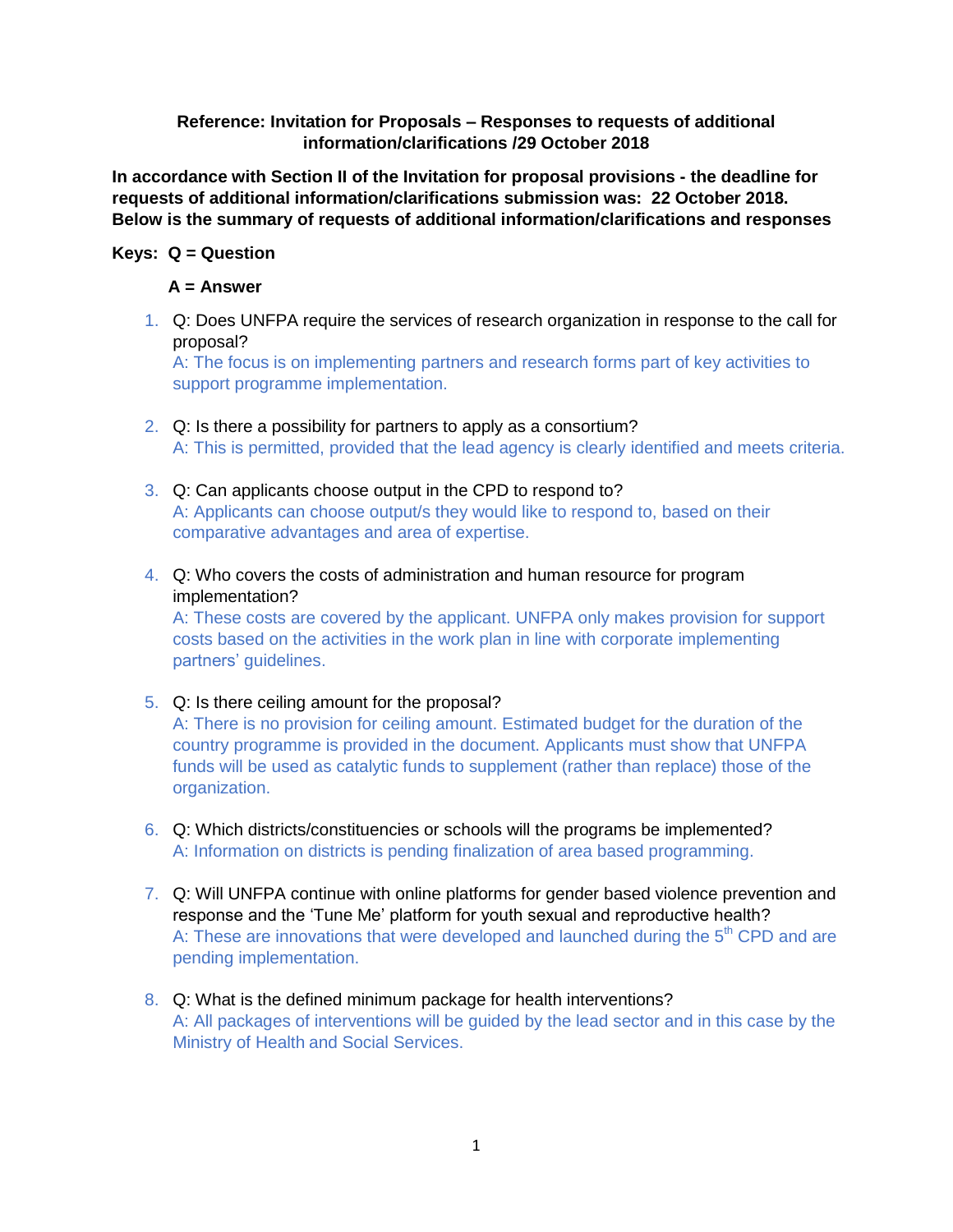**Reference: Invitation for Proposals – Responses to requests of additional information/clarifications /29 October 2018**

**In accordance with Section II of the Invitation for proposal provisions - the deadline for requests of additional information/clarifications submission was: 22 October 2018. Below is the summary of requests of additional information/clarifications and responses**

**Keys: Q = Question**

**A = Answer**

1. Q: Does UNFPA require the services of research organization in response to the call for proposal?
   A: The focus is on implementing partners and research forms part of key activities to support programme implementation.

2. Q: Is there a possibility for partners to apply as a consortium?
   A: This is permitted, provided that the lead agency is clearly identified and meets criteria.

3. Q: Can applicants choose output in the CPD to respond to?
   A: Applicants can choose output/s they would like to respond to, based on their comparative advantages and area of expertise.

4. Q: Who covers the costs of administration and human resource for program implementation?
   A: These costs are covered by the applicant. UNFPA only makes provision for support costs based on the activities in the work plan in line with corporate implementing partners' guidelines.

5. Q: Is there ceiling amount for the proposal?
   A: There is no provision for ceiling amount. Estimated budget for the duration of the country programme is provided in the document. Applicants must show that UNFPA funds will be used as catalytic funds to supplement (rather than replace) those of the organization.

6. Q: Which districts/constituencies or schools will the programs be implemented?
   A: Information on districts is pending finalization of area based programming.

7. Q: Will UNFPA continue with online platforms for gender based violence prevention and response and the 'Tune Me' platform for youth sexual and reproductive health?
   A: These are innovations that were developed and launched during the 5th CPD and are pending implementation.

8. Q: What is the defined minimum package for health interventions?
   A: All packages of interventions will be guided by the lead sector and in this case by the Ministry of Health and Social Services.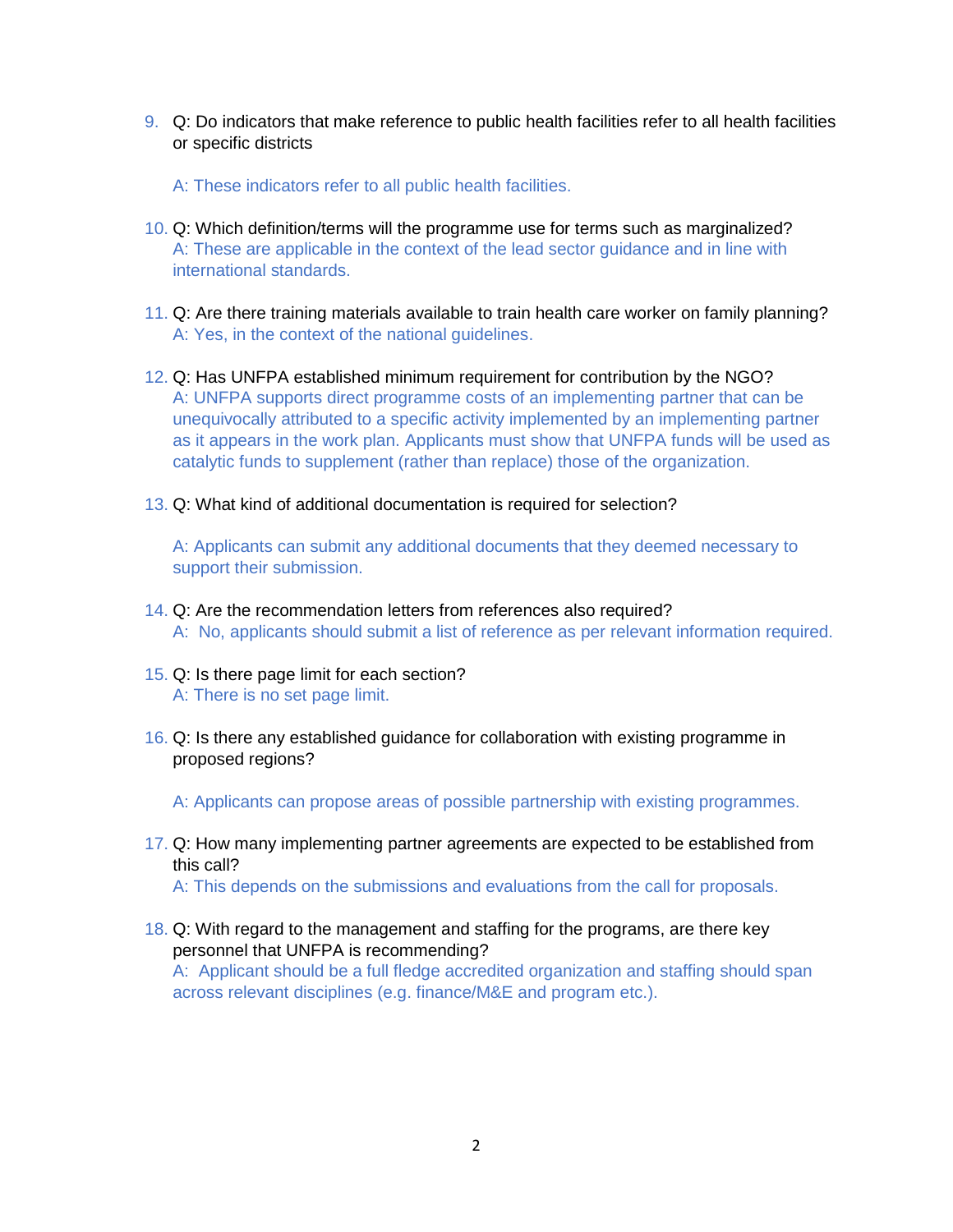9. Q: Do indicators that make reference to public health facilities refer to all health facilities or specific districts

   A: These indicators refer to all public health facilities.

10. Q: Which definition/terms will the programme use for terms such as marginalized?
    A: These are applicable in the context of the lead sector guidance and in line with international standards.

11. Q: Are there training materials available to train health care worker on family planning?
    A: Yes, in the context of the national guidelines.

12. Q: Has UNFPA established minimum requirement for contribution by the NGO?
    A: UNFPA supports direct programme costs of an implementing partner that can be unequivocally attributed to a specific activity implemented by an implementing partner as it appears in the work plan. Applicants must show that UNFPA funds will be used as catalytic funds to supplement (rather than replace) those of the organization.

13. Q: What kind of additional documentation is required for selection?

    A: Applicants can submit any additional documents that they deemed necessary to support their submission.

14. Q: Are the recommendation letters from references also required?
    A: No, applicants should submit a list of reference as per relevant information required.

15. Q: Is there page limit for each section?
    A: There is no set page limit.

16. Q: Is there any established guidance for collaboration with existing programme in proposed regions?

    A: Applicants can propose areas of possible partnership with existing programmes.

17. Q: How many implementing partner agreements are expected to be established from this call?
    A: This depends on the submissions and evaluations from the call for proposals.

18. Q: With regard to the management and staffing for the programs, are there key personnel that UNFPA is recommending?
    A: Applicant should be a full fledge accredited organization and staffing should span across relevant disciplines (e.g. finance/M&E and program etc.).